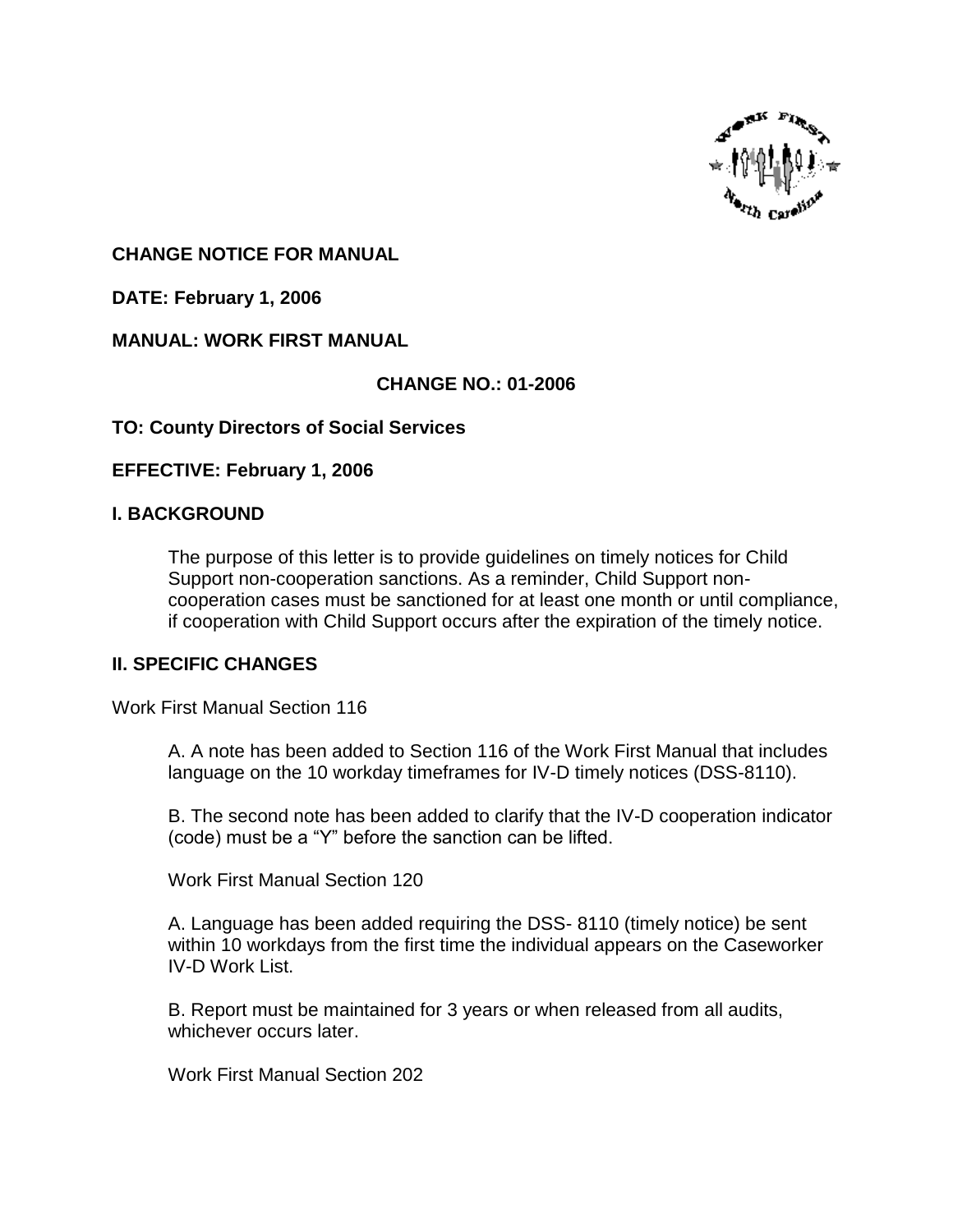**CHANGE NOTICE FOR MANUAL**

**DATE: February 1, 2006**

**MANUAL: WORK FIRST MANUAL**

**CHANGE NO.: 01-2006**

**TO: County Directors of Social Services**

**EFFECTIVE: February 1, 2006**

## I. BACKGROUND

The purpose of this letter is to provide guidelines on timely notices for Child Support non-cooperation sanctions. As a reminder, Child Support non-cooperation cases must be sanctioned for at least one month or until compliance, if cooperation with Child Support occurs after the expiration of the timely notice.

## II. SPECIFIC CHANGES

Work First Manual Section 116

A. A note has been added to Section 116 of the Work First Manual that includes language on the 10 workday timeframes for IV-D timely notices (DSS-8110).

B. The second note has been added to clarify that the IV-D cooperation indicator (code) must be a "Y" before the sanction can be lifted.

Work First Manual Section 120

A. Language has been added requiring the DSS- 8110 (timely notice) be sent within 10 workdays from the first time the individual appears on the Caseworker IV-D Work List.

B. Report must be maintained for 3 years or when released from all audits, whichever occurs later.

Work First Manual Section 202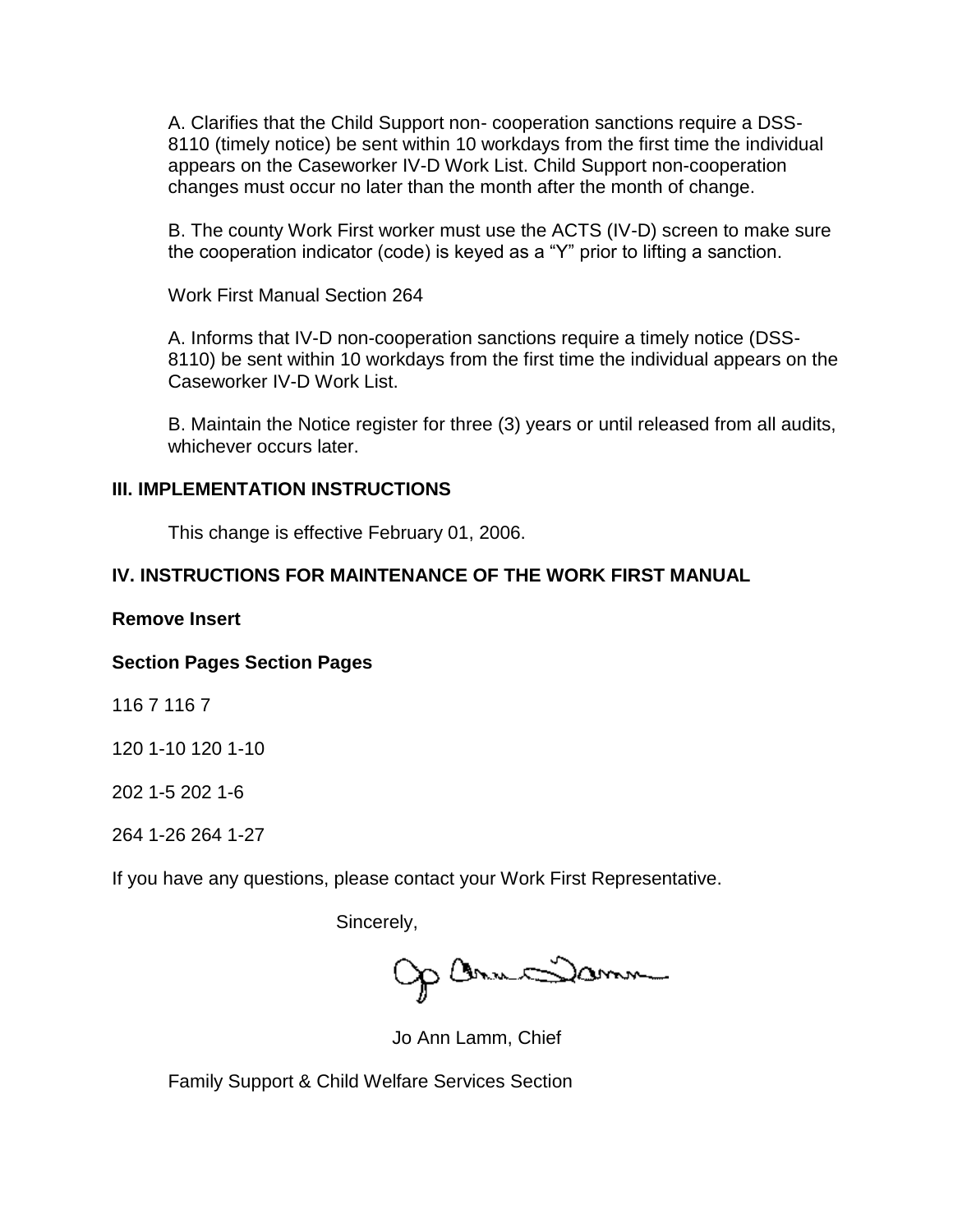A. Clarifies that the Child Support non- cooperation sanctions require a DSS-8110 (timely notice) be sent within 10 workdays from the first time the individual appears on the Caseworker IV-D Work List. Child Support non-cooperation changes must occur no later than the month after the month of change.

B. The county Work First worker must use the ACTS (IV-D) screen to make sure the cooperation indicator (code) is keyed as a "Y" prior to lifting a sanction.

Work First Manual Section 264

A. Informs that IV-D non-cooperation sanctions require a timely notice (DSS-8110) be sent within 10 workdays from the first time the individual appears on the Caseworker IV-D Work List.

B. Maintain the Notice register for three (3) years or until released from all audits, whichever occurs later.

## III. IMPLEMENTATION INSTRUCTIONS

This change is effective February 01, 2006.

## IV. INSTRUCTIONS FOR MAINTENANCE OF THE WORK FIRST MANUAL

**Remove Insert**

**Section Pages Section Pages**

116 7 116 7

120 1-10 120 1-10

202 1-5 202 1-6

264 1-26 264 1-27

If you have any questions, please contact your Work First Representative.

Sincerely,

Jo Ann Lamm, Chief

Family Support & Child Welfare Services Section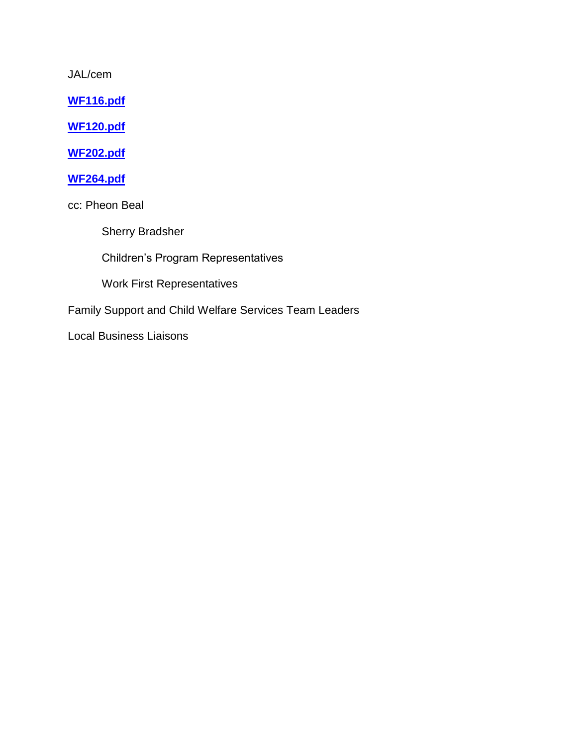JAL/cem

**WF116.pdf**

**WF120.pdf**

**WF202.pdf**

**WF264.pdf**

cc: Pheon Beal

Sherry Bradsher

Children's Program Representatives

Work First Representatives

Family Support and Child Welfare Services Team Leaders

Local Business Liaisons